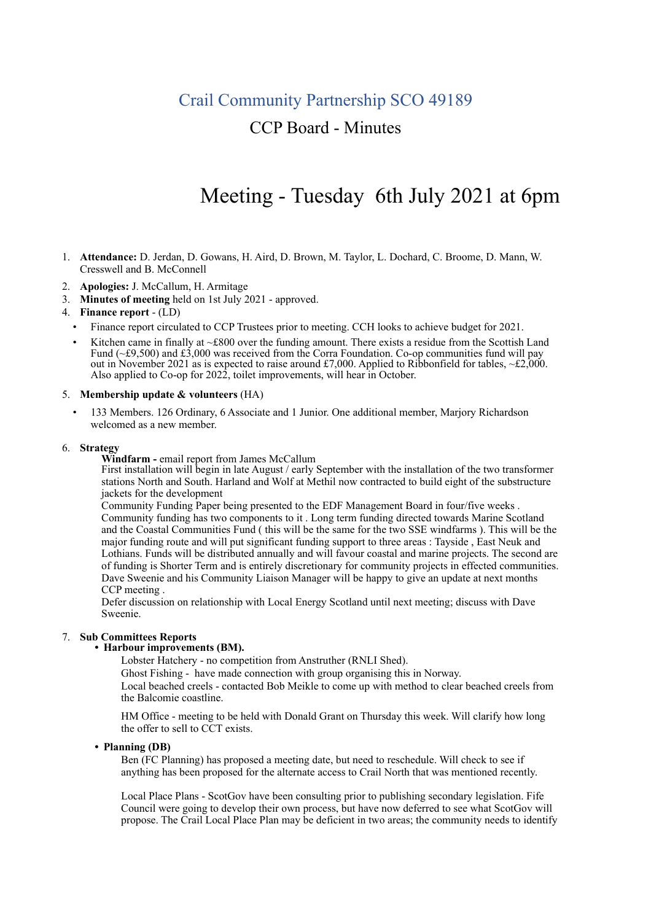# Crail Community Partnership SCO 49189

## CCP Board - Minutes

# Meeting - Tuesday 6th July 2021 at 6pm

1. **Attendance:** D. Jerdan, D. Gowans, H. Aird, D. Brown, M. Taylor, L. Dochard, C. Broome, D. Mann, W. Cresswell and B. McConnell
2. **Apologies:** J. McCallum, H. Armitage
3. **Minutes of meeting** held on 1st July 2021 - approved.
4. **Finance report** - (LD)
   - Finance report circulated to CCP Trustees prior to meeting. CCH looks to achieve budget for 2021.
   - Kitchen came in finally at ~£800 over the funding amount. There exists a residue from the Scottish Land Fund (~£9,500) and £3,000 was received from the Corra Foundation. Co-op communities fund will pay out in November 2021 as is expected to raise around £7,000. Applied to Ribbonfield for tables, ~£2,000. Also applied to Co-op for 2022, toilet improvements, will hear in October.
5. **Membership update & volunteers** (HA)
   - 133 Members. 126 Ordinary, 6 Associate and 1 Junior. One additional member, Marjory Richardson welcomed as a new member.
6. **Strategy**

   **Windfarm -** email report from James McCallum

   First installation will begin in late August / early September with the installation of the two transformer stations North and South. Harland and Wolf at Methil now contracted to build eight of the substructure jackets for the development

   Community Funding Paper being presented to the EDF Management Board in four/five weeks . Community funding has two components to it . Long term funding directed towards Marine Scotland and the Coastal Communities Fund ( this will be the same for the two SSE windfarms ). This will be the major funding route and will put significant funding support to three areas : Tayside , East Neuk and Lothians. Funds will be distributed annually and will favour coastal and marine projects. The second are of funding is Shorter Term and is entirely discretionary for community projects in effected communities. Dave Sweenie and his Community Liaison Manager will be happy to give an update at next months CCP meeting .

   Defer discussion on relationship with Local Energy Scotland until next meeting; discuss with Dave Sweenie.
7. **Sub Committees Reports**
   - **Harbour improvements (BM).**

     Lobster Hatchery - no competition from Anstruther (RNLI Shed).

     Ghost Fishing - have made connection with group organising this in Norway.

     Local beached creels - contacted Bob Meikle to come up with method to clear beached creels from the Balcomie coastline.

     HM Office - meeting to be held with Donald Grant on Thursday this week. Will clarify how long the offer to sell to CCT exists.
   - **Planning (DB)**

     Ben (FC Planning) has proposed a meeting date, but need to reschedule. Will check to see if anything has been proposed for the alternate access to Crail North that was mentioned recently.

     Local Place Plans - ScotGov have been consulting prior to publishing secondary legislation. Fife Council were going to develop their own process, but have now deferred to see what ScotGov will propose. The Crail Local Place Plan may be deficient in two areas; the community needs to identify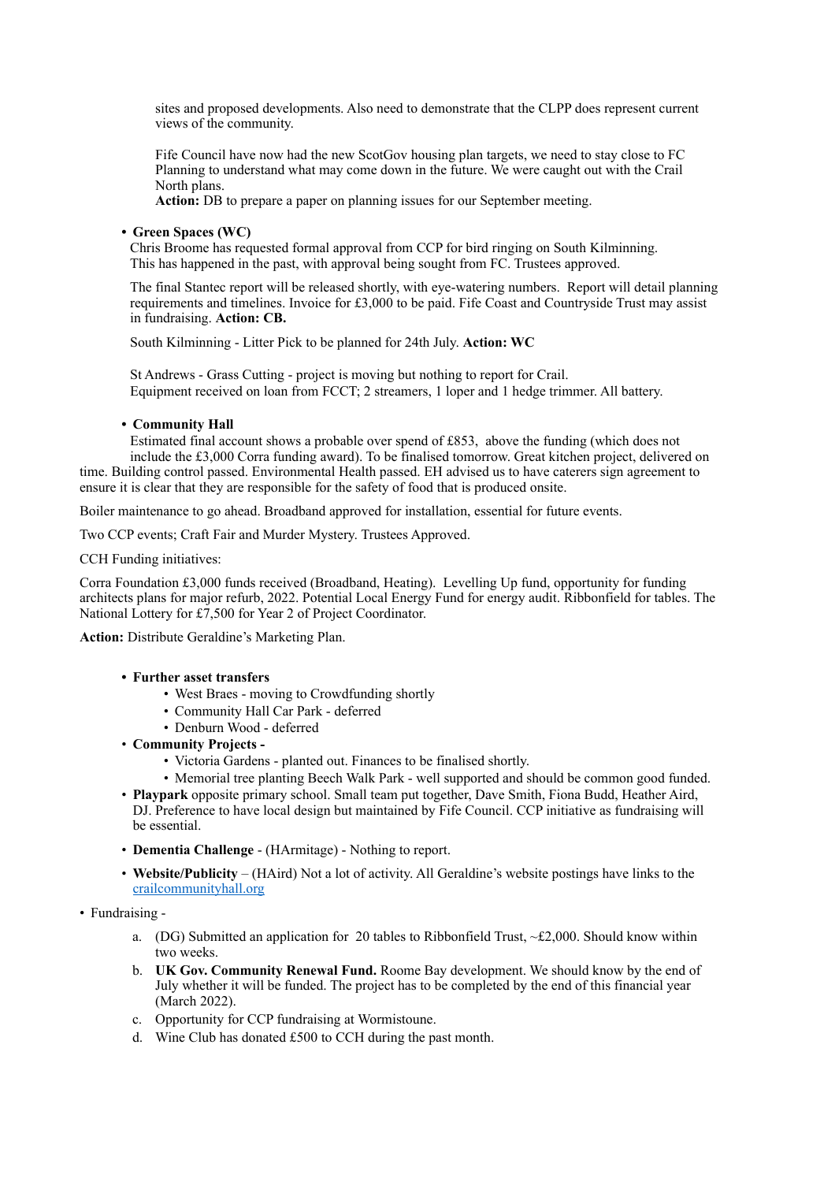sites and proposed developments. Also need to demonstrate that the CLPP does represent current views of the community.

Fife Council have now had the new ScotGov housing plan targets, we need to stay close to FC Planning to understand what may come down in the future. We were caught out with the Crail North plans.
**Action:** DB to prepare a paper on planning issues for our September meeting.

- **Green Spaces (WC)**
  Chris Broome has requested formal approval from CCP for bird ringing on South Kilminning. This has happened in the past, with approval being sought from FC. Trustees approved.

  The final Stantec report will be released shortly, with eye-watering numbers. Report will detail planning requirements and timelines. Invoice for £3,000 to be paid. Fife Coast and Countryside Trust may assist in fundraising. **Action: CB.**

  South Kilminning - Litter Pick to be planned for 24th July. **Action: WC**

  St Andrews - Grass Cutting - project is moving but nothing to report for Crail.
  Equipment received on loan from FCCT; 2 streamers, 1 loper and 1 hedge trimmer. All battery.

- **Community Hall**
  Estimated final account shows a probable over spend of £853, above the funding (which does not include the £3,000 Corra funding award). To be finalised tomorrow. Great kitchen project, delivered on time. Building control passed. Environmental Health passed. EH advised us to have caterers sign agreement to ensure it is clear that they are responsible for the safety of food that is produced onsite.

Boiler maintenance to go ahead. Broadband approved for installation, essential for future events.

Two CCP events; Craft Fair and Murder Mystery. Trustees Approved.

CCH Funding initiatives:

Corra Foundation £3,000 funds received (Broadband, Heating). Levelling Up fund, opportunity for funding architects plans for major refurb, 2022. Potential Local Energy Fund for energy audit. Ribbonfield for tables. The National Lottery for £7,500 for Year 2 of Project Coordinator.

**Action:** Distribute Geraldine's Marketing Plan.

- **Further asset transfers**
  - West Braes - moving to Crowdfunding shortly
  - Community Hall Car Park - deferred
  - Denburn Wood - deferred
- **Community Projects -**
  - Victoria Gardens - planted out. Finances to be finalised shortly.
  - Memorial tree planting Beech Walk Park - well supported and should be common good funded.
- **Playpark** opposite primary school. Small team put together, Dave Smith, Fiona Budd, Heather Aird, DJ. Preference to have local design but maintained by Fife Council. CCP initiative as fundraising will be essential.
- **Dementia Challenge** - (HArmitage) - Nothing to report.
- **Website/Publicity** – (HAird) Not a lot of activity. All Geraldine's website postings have links to the crailcommunityhall.org

- Fundraising -
  a. (DG) Submitted an application for 20 tables to Ribbonfield Trust, ~£2,000. Should know within two weeks.
  b. **UK Gov. Community Renewal Fund.** Roome Bay development. We should know by the end of July whether it will be funded. The project has to be completed by the end of this financial year (March 2022).
  c. Opportunity for CCP fundraising at Wormistoune.
  d. Wine Club has donated £500 to CCH during the past month.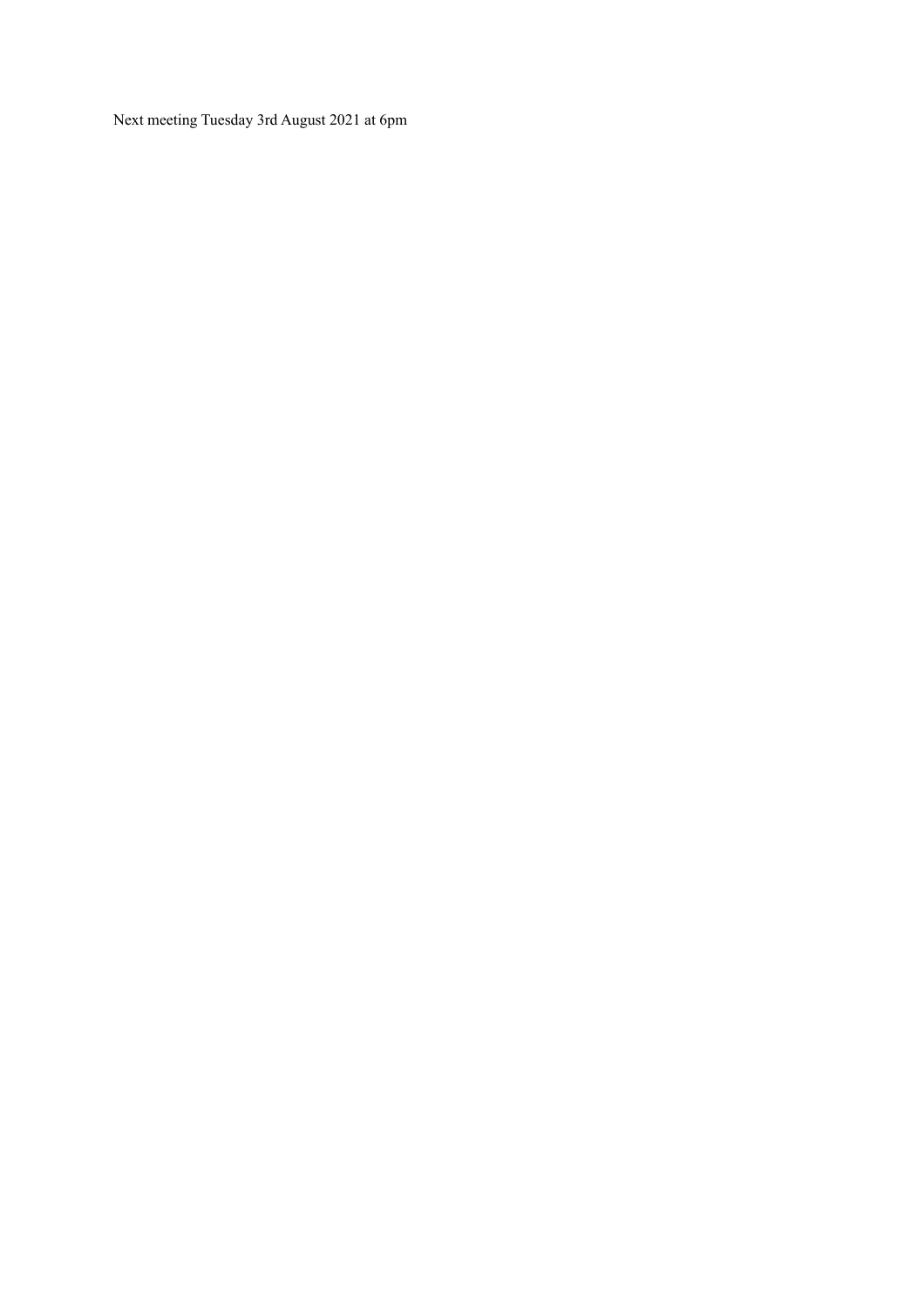Next meeting Tuesday 3rd August 2021 at 6pm